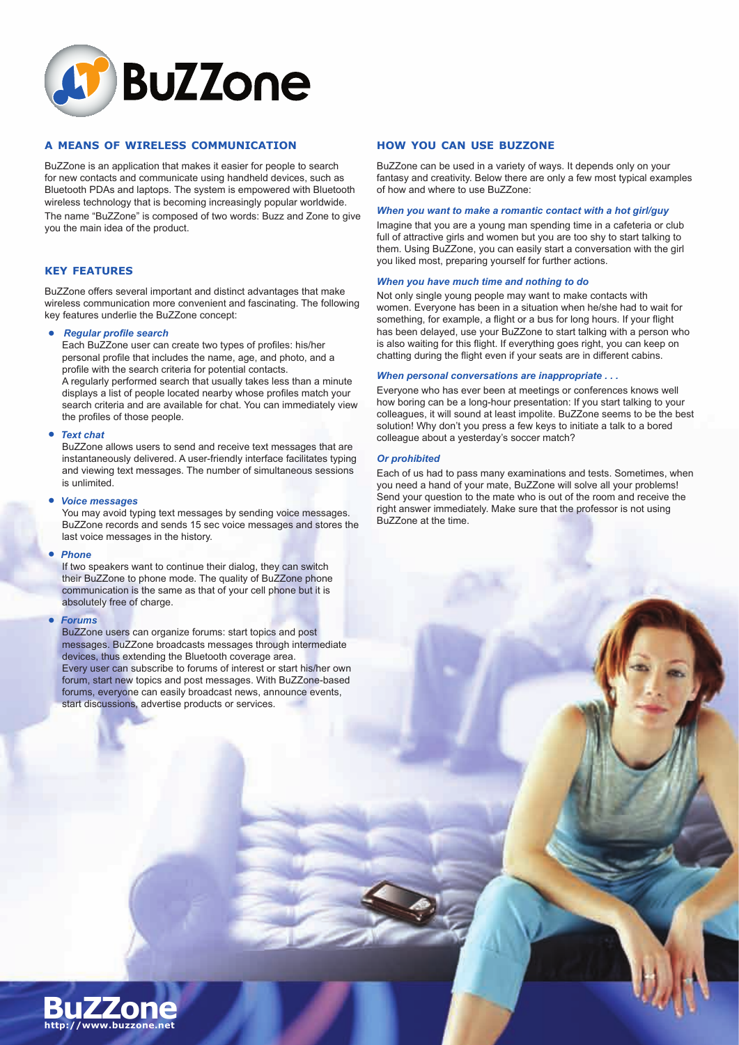# BuZZone

## A MEANS OF WIRELESS COMMUNICATION

BuZZone is an application that makes it easier for people to search for new contacts and communicate using handheld devices, such as Bluetooth PDAs and laptops. The system is empowered with Bluetooth wireless technology that is becoming increasingly popular worldwide. The name "BuZZone" is composed of two words: Buzz and Zone to give you the main idea of the product.

## KEY FEATURES

BuZZone offers several important and distinct advantages that make wireless communication more convenient and fascinating. The following key features underlie the BuZZone concept:

- ***Regular profile search***
  Each BuZZone user can create two types of profiles: his/her personal profile that includes the name, age, and photo, and a profile with the search criteria for potential contacts.
  A regularly performed search that usually takes less than a minute displays a list of people located nearby whose profiles match your search criteria and are available for chat. You can immediately view the profiles of those people.

- ***Text chat***
  BuZZone allows users to send and receive text messages that are instantaneously delivered. A user-friendly interface facilitates typing and viewing text messages. The number of simultaneous sessions is unlimited.

- ***Voice messages***
  You may avoid typing text messages by sending voice messages. BuZZone records and sends 15 sec voice messages and stores the last voice messages in the history.

- ***Phone***
  If two speakers want to continue their dialog, they can switch their BuZZone to phone mode. The quality of BuZZone phone communication is the same as that of your cell phone but it is absolutely free of charge.

- ***Forums***
  BuZZone users can organize forums: start topics and post messages. BuZZone broadcasts messages through intermediate devices, thus extending the Bluetooth coverage area.
  Every user can subscribe to forums of interest or start his/her own forum, start new topics and post messages. With BuZZone-based forums, everyone can easily broadcast news, announce events, start discussions, advertise products or services.

## HOW YOU CAN USE BUZZONE

BuZZone can be used in a variety of ways. It depends only on your fantasy and creativity. Below there are only a few most typical examples of how and where to use BuZZone:

***When you want to make a romantic contact with a hot girl/guy***

Imagine that you are a young man spending time in a cafeteria or club full of attractive girls and women but you are too shy to start talking to them. Using BuZZone, you can easily start a conversation with the girl you liked most, preparing yourself for further actions.

***When you have much time and nothing to do***

Not only single young people may want to make contacts with women. Everyone has been in a situation when he/she had to wait for something, for example, a flight or a bus for long hours. If your flight has been delayed, use your BuZZone to start talking with a person who is also waiting for this flight. If everything goes right, you can keep on chatting during the flight even if your seats are in different cabins.

***When personal conversations are inappropriate . . .***

Everyone who has ever been at meetings or conferences knows well how boring can be a long-hour presentation: If you start talking to your colleagues, it will sound at least impolite. BuZZone seems to be the best solution! Why don't you press a few keys to initiate a talk to a bored colleague about a yesterday's soccer match?

***Or prohibited***

Each of us had to pass many examinations and tests. Sometimes, when you need a hand of your mate, BuZZone will solve all your problems! Send your question to the mate who is out of the room and receive the right answer immediately. Make sure that the professor is not using BuZZone at the time.

**BuZZone**
http://www.buzzone.net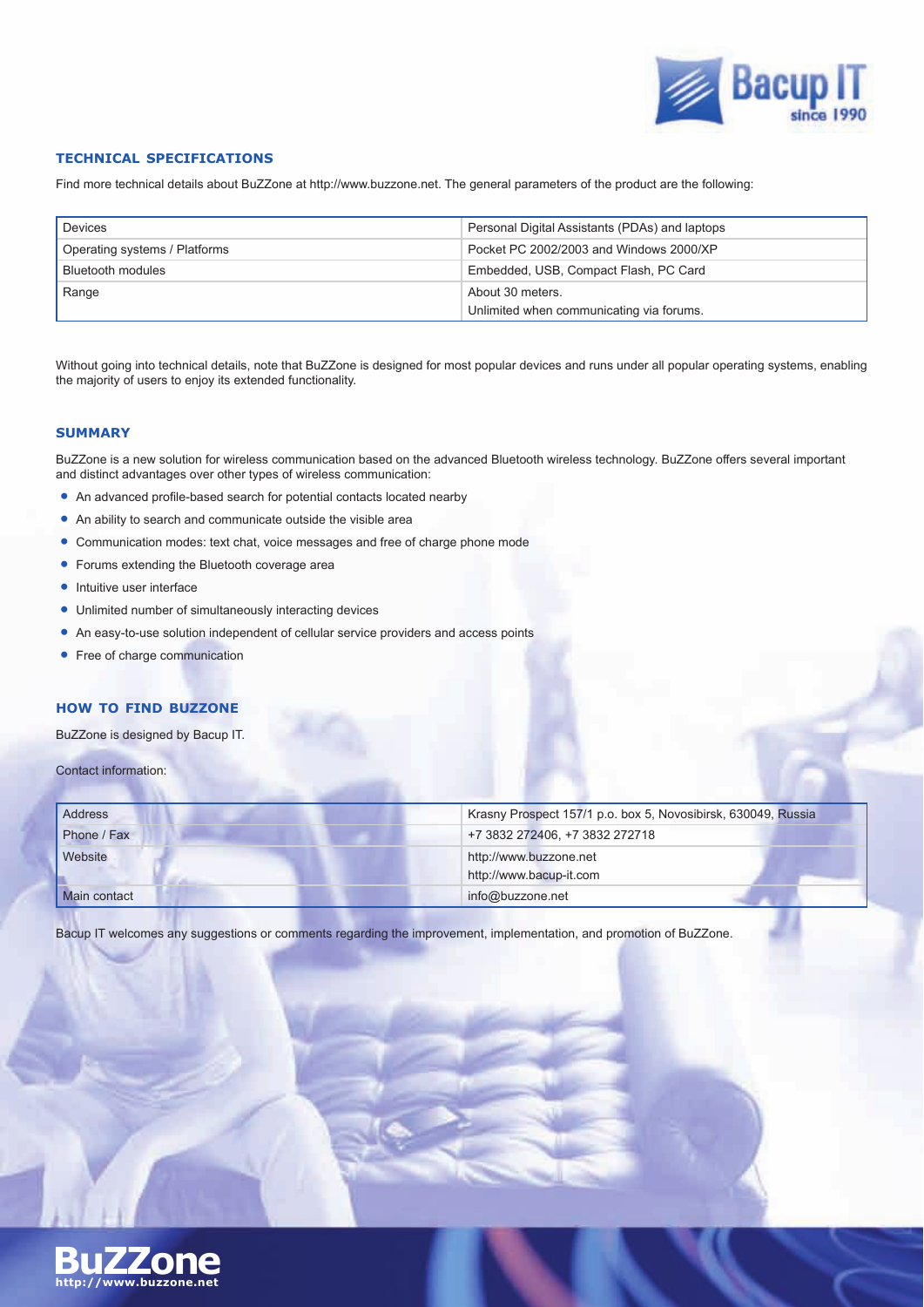## TECHNICAL SPECIFICATIONS

Find more technical details about BuZZone at http://www.buzzone.net. The general parameters of the product are the following:

| | |
|---|---|
| Devices | Personal Digital Assistants (PDAs) and laptops |
| Operating systems / Platforms | Pocket PC 2002/2003 and Windows 2000/XP |
| Bluetooth modules | Embedded, USB, Compact Flash, PC Card |
| Range | About 30 meters.<br>Unlimited when communicating via forums. |

Without going into technical details, note that BuZZone is designed for most popular devices and runs under all popular operating systems, enabling the majority of users to enjoy its extended functionality.

## SUMMARY

BuZZone is a new solution for wireless communication based on the advanced Bluetooth wireless technology. BuZZone offers several important and distinct advantages over other types of wireless communication:

- An advanced profile-based search for potential contacts located nearby
- An ability to search and communicate outside the visible area
- Communication modes: text chat, voice messages and free of charge phone mode
- Forums extending the Bluetooth coverage area
- Intuitive user interface
- Unlimited number of simultaneously interacting devices
- An easy-to-use solution independent of cellular service providers and access points
- Free of charge communication

## HOW TO FIND BUZZONE

BuZZone is designed by Bacup IT.

Contact information:

| | |
|---|---|
| Address | Krasny Prospect 157/1 p.o. box 5, Novosibirsk, 630049, Russia |
| Phone / Fax | +7 3832 272406, +7 3832 272718 |
| Website | http://www.buzzone.net<br>http://www.bacup-it.com |
| Main contact | info@buzzone.net |

Bacup IT welcomes any suggestions or comments regarding the improvement, implementation, and promotion of BuZZone.